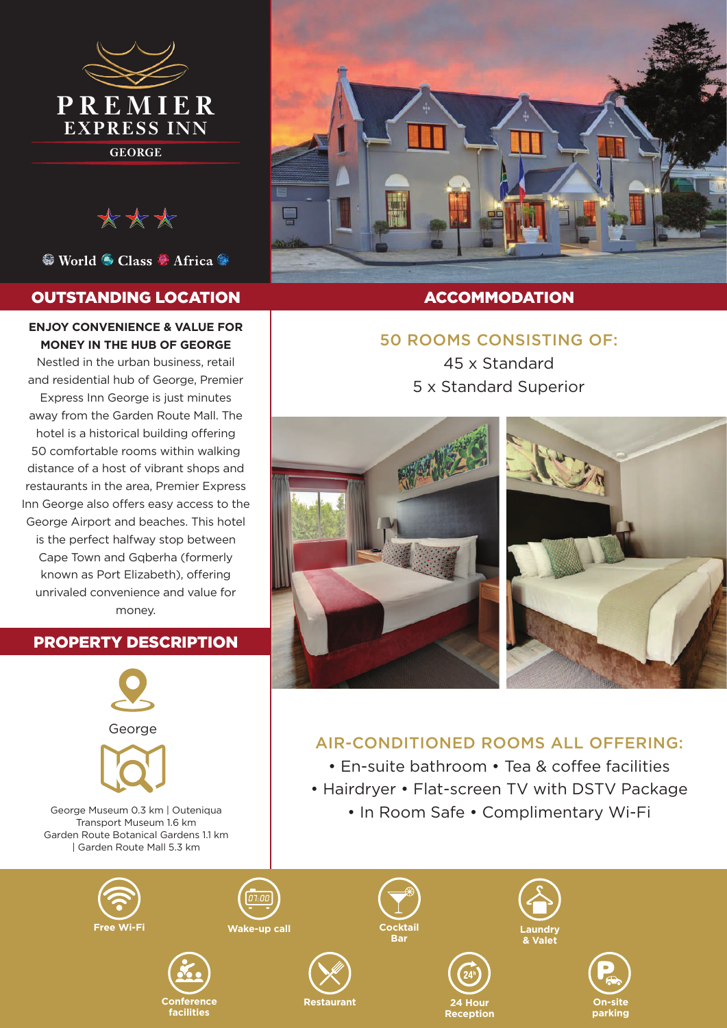# PREMIER EXPRESS INN

GEORGE

World Class Africa

## OUTSTANDING LOCATION

**ENJOY CONVENIENCE & VALUE FOR MONEY IN THE HUB OF GEORGE**

Nestled in the urban business, retail and residential hub of George, Premier Express Inn George is just minutes away from the Garden Route Mall. The hotel is a historical building offering 50 comfortable rooms within walking distance of a host of vibrant shops and restaurants in the area, Premier Express Inn George also offers easy access to the George Airport and beaches. This hotel is the perfect halfway stop between Cape Town and Gqberha (formerly known as Port Elizabeth), offering unrivaled convenience and value for money.

## PROPERTY DESCRIPTION

George

George Museum 0.3 km | Outeniqua Transport Museum 1.6 km
Garden Route Botanical Gardens 1.1 km | Garden Route Mall 5.3 km

## ACCOMMODATION

### 50 ROOMS CONSISTING OF:

45 x Standard
5 x Standard Superior

### AIR-CONDITIONED ROOMS ALL OFFERING:

- En-suite bathroom
- Tea & coffee facilities
- Hairdryer
- Flat-screen TV with DSTV Package
- In Room Safe
- Complimentary Wi-Fi

Free Wi-Fi | Wake-up call | Cocktail Bar | Laundry & Valet | Conference facilities | Restaurant | 24 Hour Reception | On-site parking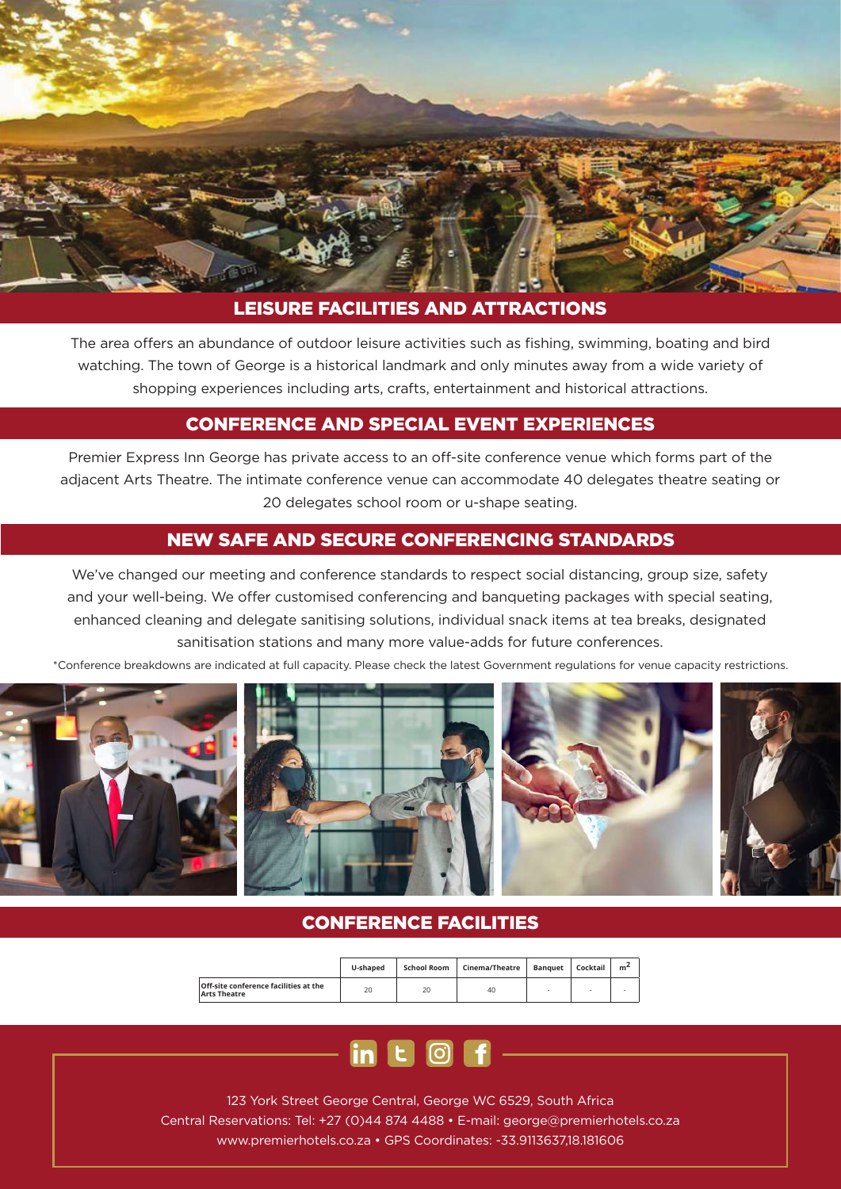## LEISURE FACILITIES AND ATTRACTIONS

The area offers an abundance of outdoor leisure activities such as fishing, swimming, boating and bird watching. The town of George is a historical landmark and only minutes away from a wide variety of shopping experiences including arts, crafts, entertainment and historical attractions.

## CONFERENCE AND SPECIAL EVENT EXPERIENCES

Premier Express Inn George has private access to an off-site conference venue which forms part of the adjacent Arts Theatre. The intimate conference venue can accommodate 40 delegates theatre seating or 20 delegates school room or u-shape seating.

## NEW SAFE AND SECURE CONFERENCING STANDARDS

We've changed our meeting and conference standards to respect social distancing, group size, safety and your well-being. We offer customised conferencing and banqueting packages with special seating, enhanced cleaning and delegate sanitising solutions, individual snack items at tea breaks, designated sanitisation stations and many more value-adds for future conferences.

*Conference breakdowns are indicated at full capacity. Please check the latest Government regulations for venue capacity restrictions.

## CONFERENCE FACILITIES

| | U-shaped | School Room | Cinema/Theatre | Banquet | Cocktail | $m^2$ |
|---|---|---|---|---|---|---|
| **Off-site conference facilities at the Arts Theatre** | 20 | 20 | 40 | - | - | - |

123 York Street George Central, George WC 6529, South Africa
Central Reservations: Tel: +27 (0)44 874 4488 • E-mail: george@premierhotels.co.za
www.premierhotels.co.za • GPS Coordinates: -33.9113637,18.181606